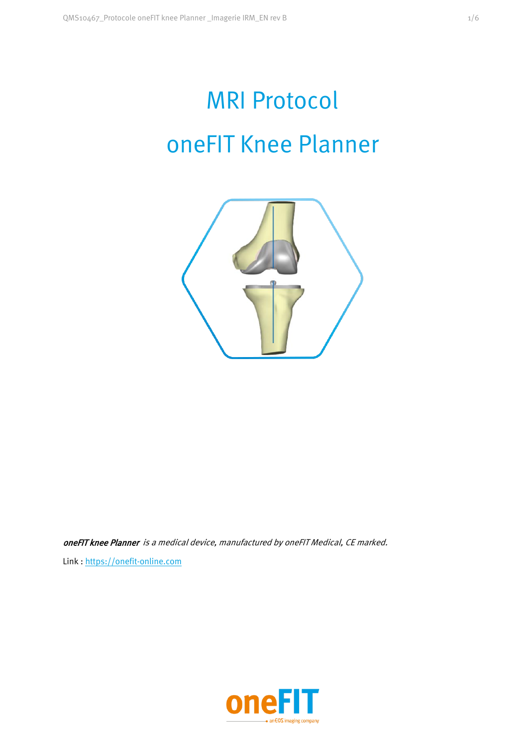# MRI Protocol

# oneFIT Knee Planner

***oneFIT knee Planner*** *is a medical device, manufactured by oneFIT Medical, CE marked.*

Link : https://onefit-online.com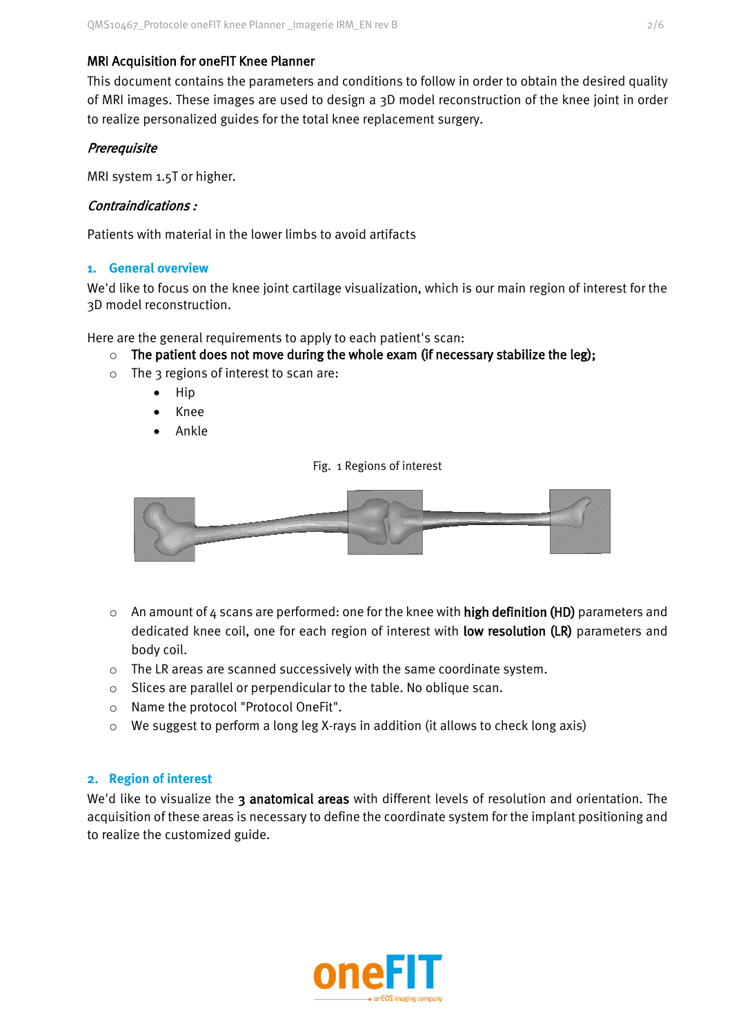## MRI Acquisition for oneFIT Knee Planner

This document contains the parameters and conditions to follow in order to obtain the desired quality of MRI images. These images are used to design a 3D model reconstruction of the knee joint in order to realize personalized guides for the total knee replacement surgery.

### *Prerequisite*

MRI system 1.5T or higher.

### *Contraindications :*

Patients with material in the lower limbs to avoid artifacts

## 1. General overview

We'd like to focus on the knee joint cartilage visualization, which is our main region of interest for the 3D model reconstruction.

Here are the general requirements to apply to each patient's scan:

- **The patient does not move during the whole exam (if necessary stabilize the leg);**
- The 3 regions of interest to scan are:
    - Hip
    - Knee
    - Ankle

Fig. 1 Regions of interest

- An amount of 4 scans are performed: one for the knee with **high definition (HD)** parameters and dedicated knee coil, one for each region of interest with **low resolution (LR)** parameters and body coil.
- The LR areas are scanned successively with the same coordinate system.
- Slices are parallel or perpendicular to the table. No oblique scan.
- Name the protocol "Protocol OneFit".
- We suggest to perform a long leg X-rays in addition (it allows to check long axis)

## 2. Region of interest

We'd like to visualize the **3 anatomical areas** with different levels of resolution and orientation. The acquisition of these areas is necessary to define the coordinate system for the implant positioning and to realize the customized guide.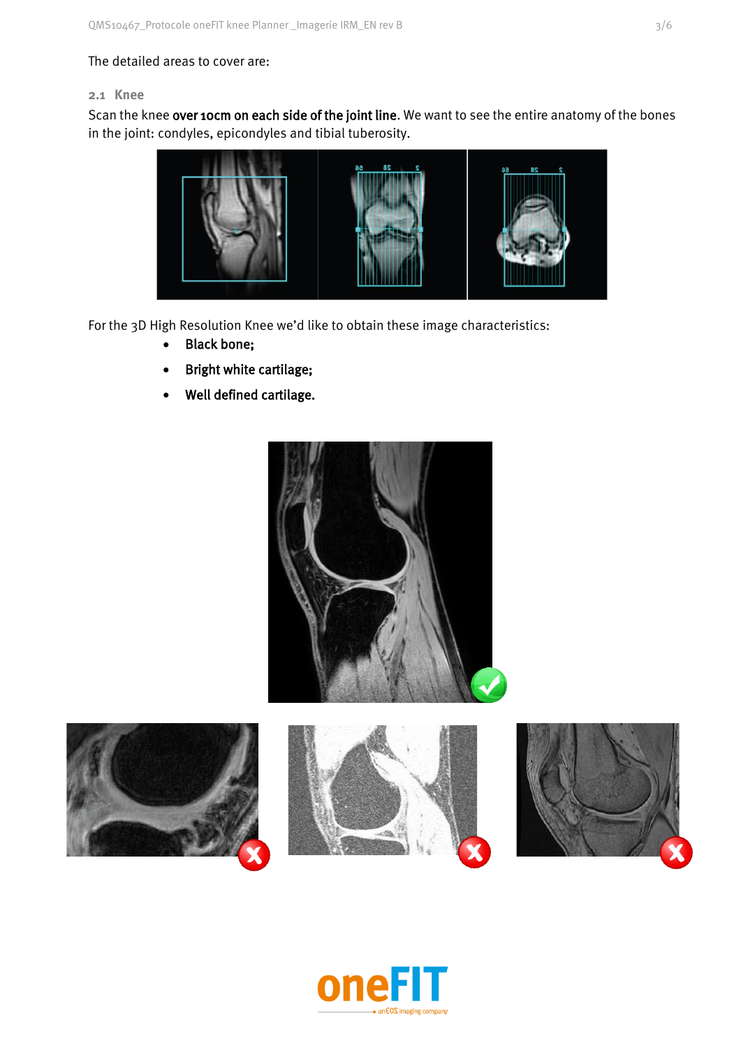The detailed areas to cover are:

### 2.1 Knee

Scan the knee **over 10cm on each side of the joint line**. We want to see the entire anatomy of the bones in the joint: condyles, epicondyles and tibial tuberosity.

For the 3D High Resolution Knee we'd like to obtain these image characteristics:

- **Black bone;**
- **Bright white cartilage;**
- **Well defined cartilage.**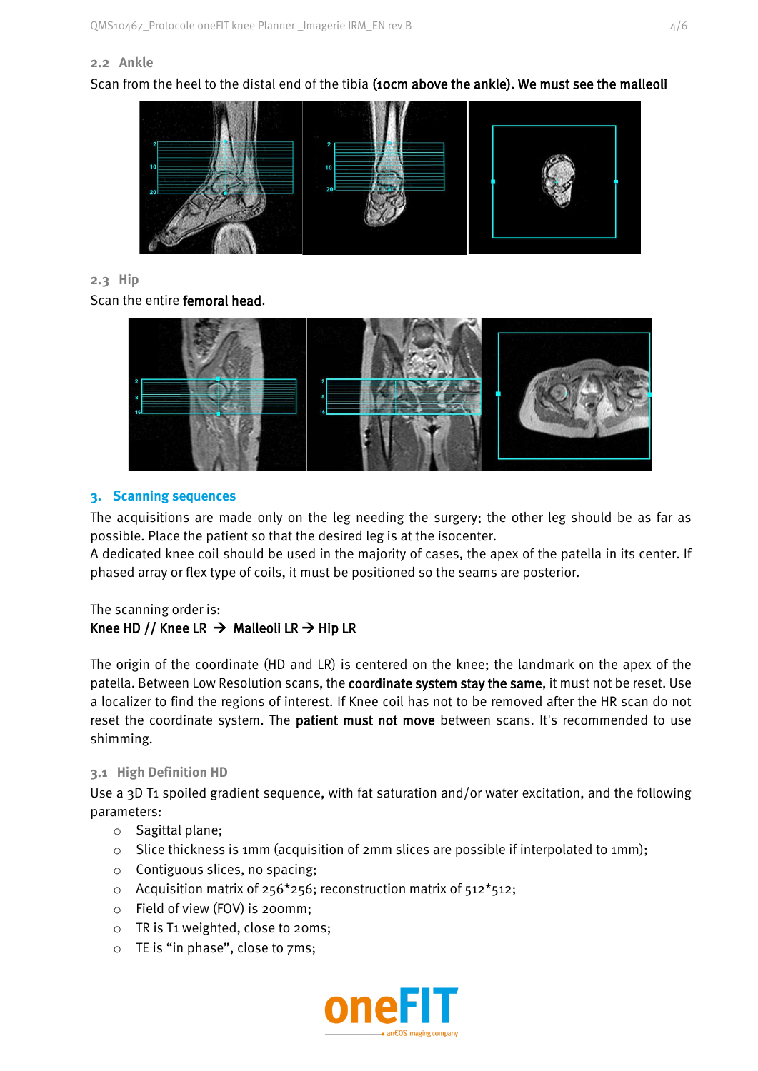### 2.2 Ankle

Scan from the heel to the distal end of the tibia **(1ocm above the ankle). We must see the malleoli**

### 2.3 Hip

Scan the entire **femoral head**.

## 3. Scanning sequences

The acquisitions are made only on the leg needing the surgery; the other leg should be as far as possible. Place the patient so that the desired leg is at the isocenter.
A dedicated knee coil should be used in the majority of cases, the apex of the patella in its center. If phased array or flex type of coils, it must be positioned so the seams are posterior.

The scanning order is:
**Knee HD // Knee LR → Malleoli LR → Hip LR**

The origin of the coordinate (HD and LR) is centered on the knee; the landmark on the apex of the patella. Between Low Resolution scans, the **coordinate system stay the same**, it must not be reset. Use a localizer to find the regions of interest. If Knee coil has not to be removed after the HR scan do not reset the coordinate system. The **patient must not move** between scans. It's recommended to use shimming.

### 3.1 High Definition HD

Use a 3D T1 spoiled gradient sequence, with fat saturation and/or water excitation, and the following parameters:

- Sagittal plane;
- Slice thickness is 1mm (acquisition of 2mm slices are possible if interpolated to 1mm);
- Contiguous slices, no spacing;
- Acquisition matrix of 256*256; reconstruction matrix of 512*512;
- Field of view (FOV) is 200mm;
- TR is T1 weighted, close to 20ms;
- TE is "in phase", close to 7ms;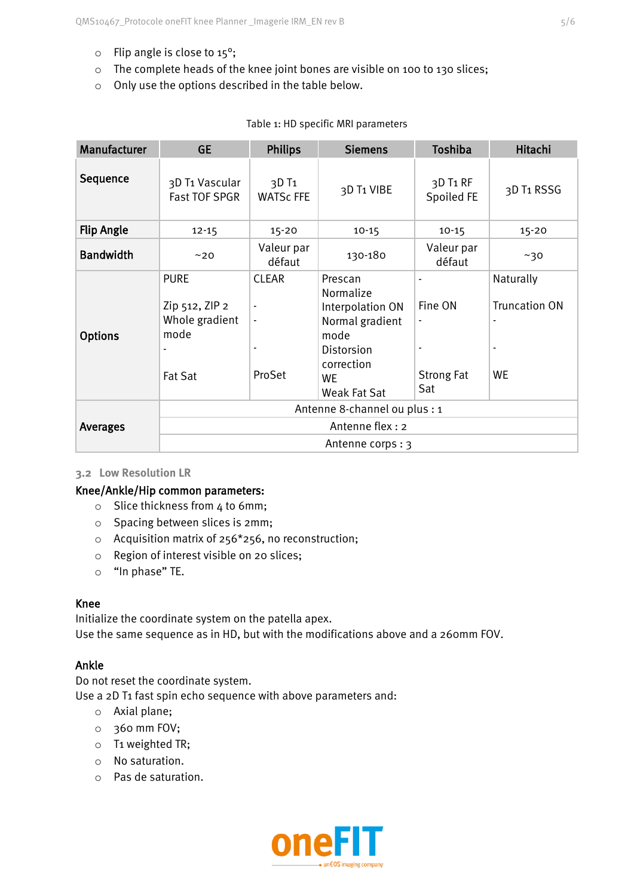- Flip angle is close to 15°;
- The complete heads of the knee joint bones are visible on 100 to 130 slices;
- Only use the options described in the table below.

Table 1: HD specific MRI parameters

| Manufacturer | GE | Philips | Siemens | Toshiba | Hitachi |
|---|---|---|---|---|---|
| **Sequence** | 3D T1 Vascular Fast TOF SPGR | 3D T1 WATSc FFE | 3D T1 VIBE | 3D T1 RF Spoiled FE | 3D T1 RSSG |
| **Flip Angle** | 12-15 | 15-20 | 10-15 | 10-15 | 15-20 |
| **Bandwidth** | ~20 | Valeur par défaut | 130-180 | Valeur par défaut | ~30 |
| **Options** | PURE<br><br>Zip 512, ZIP 2<br>Whole gradient mode<br>-<br><br>Fat Sat | CLEAR<br><br>-<br>-<br><br>-<br><br>ProSet | Prescan Normalize<br>Interpolation ON<br>Normal gradient mode<br>Distorsion correction<br>WE<br>Weak Fat Sat | -<br><br>Fine ON<br>-<br><br>-<br><br>Strong Fat Sat | Naturally<br><br>Truncation ON<br>-<br><br>-<br><br>WE |
| **Averages** | Antenne 8-channel ou plus : 1<br>Antenne flex : 2<br>Antenne corps : 3 | | | | |

## 3.2 Low Resolution LR

**Knee/Ankle/Hip common parameters:**

- Slice thickness from 4 to 6mm;
- Spacing between slices is 2mm;
- Acquisition matrix of 256*256, no reconstruction;
- Region of interest visible on 20 slices;
- “In phase” TE.

**Knee**

Initialize the coordinate system on the patella apex.
Use the same sequence as in HD, but with the modifications above and a 260mm FOV.

**Ankle**

Do not reset the coordinate system.
Use a 2D T1 fast spin echo sequence with above parameters and:

- Axial plane;
- 360 mm FOV;
- T1 weighted TR;
- No saturation.
- Pas de saturation.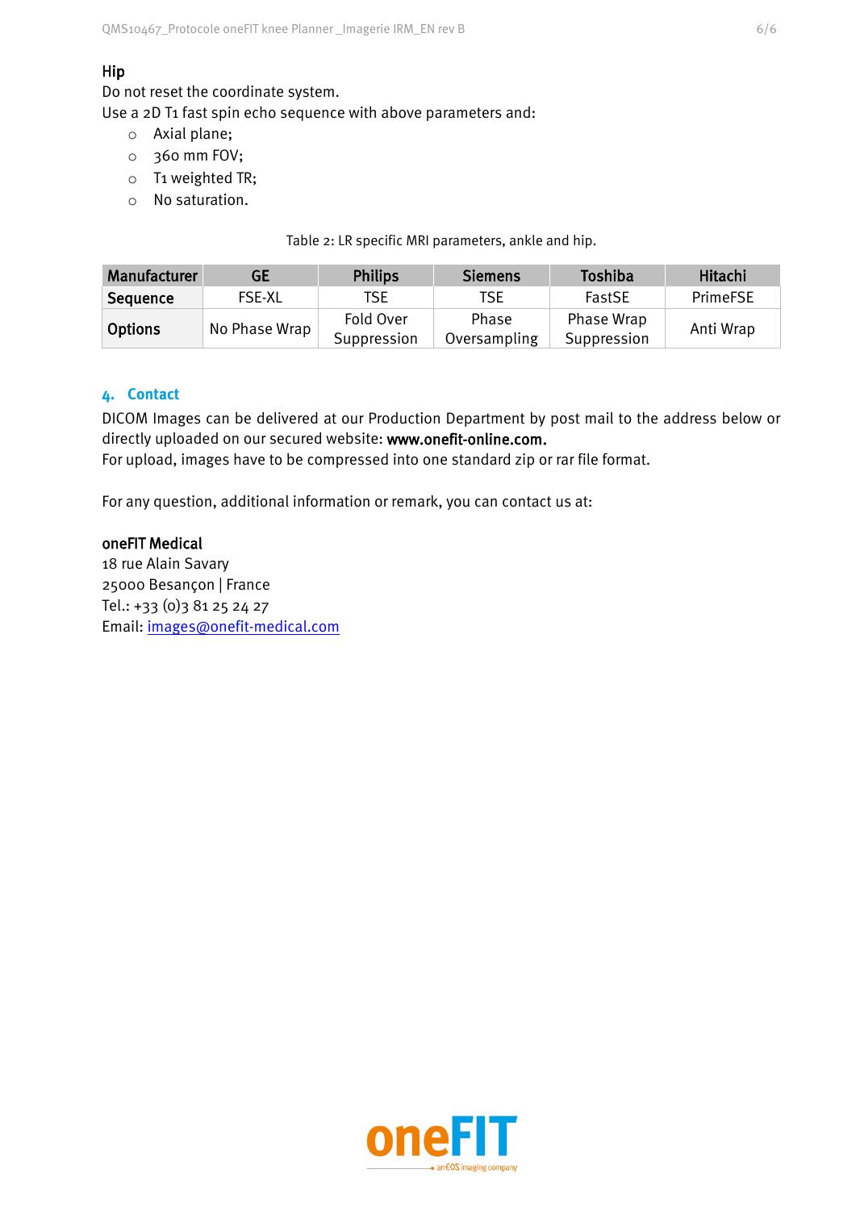### Hip

Do not reset the coordinate system.
Use a 2D T1 fast spin echo sequence with above parameters and:

- Axial plane;
- 360 mm FOV;
- T1 weighted TR;
- No saturation.

Table 2: LR specific MRI parameters, ankle and hip.

| **Manufacturer** | **GE** | **Philips** | **Siemens** | **Toshiba** | **Hitachi** |
|---|---|---|---|---|---|
| **Sequence** | FSE-XL | TSE | TSE | FastSE | PrimeFSE |
| **Options** | No Phase Wrap | Fold Over Suppression | Phase Oversampling | Phase Wrap Suppression | Anti Wrap |

## 4. Contact

DICOM Images can be delivered at our Production Department by post mail to the address below or directly uploaded on our secured website: **www.onefit-online.com.**
For upload, images have to be compressed into one standard zip or rar file format.

For any question, additional information or remark, you can contact us at:

**oneFIT Medical**
18 rue Alain Savary
25000 Besançon | France
Tel.: +33 (0)3 81 25 24 27
Email: images@onefit-medical.com

oneFIT
an EOS imaging company